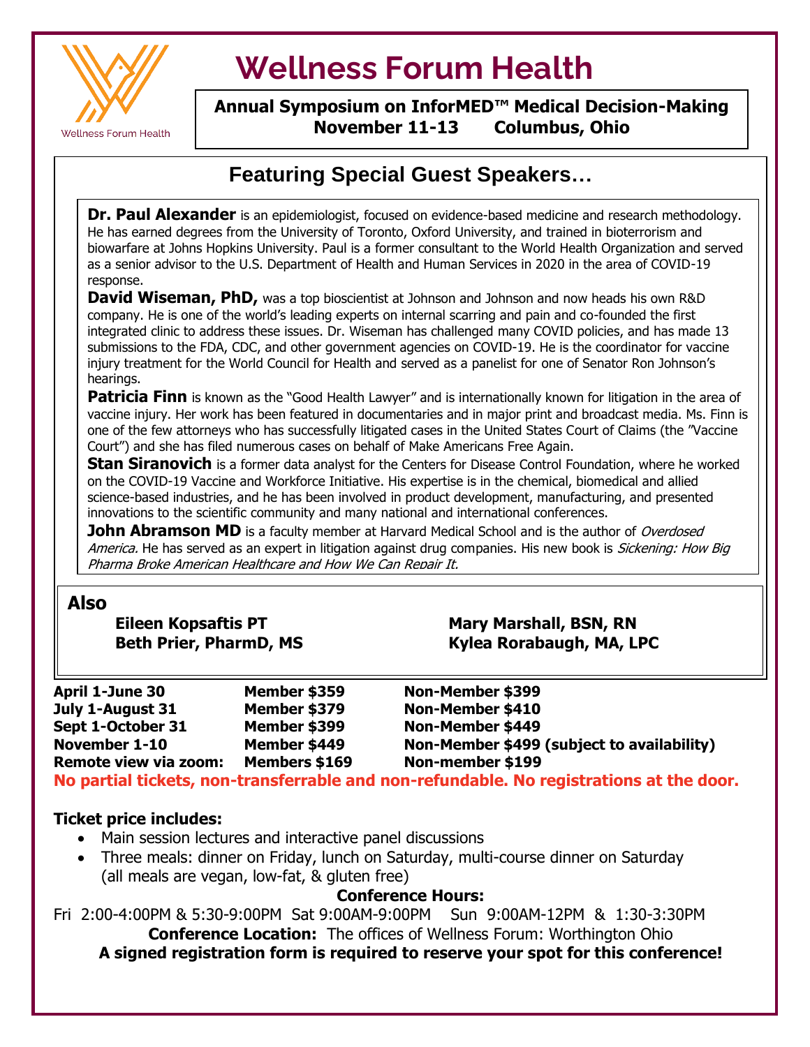Wellness Forum Health

# Wellness Forum Health

**Annual Symposium on InforMED™ Medical Decision-Making**
**November 11-13 Columbus, Ohio**

## Featuring Special Guest Speakers…

**Dr. Paul Alexander** is an epidemiologist, focused on evidence-based medicine and research methodology. He has earned degrees from the University of Toronto, Oxford University, and trained in bioterrorism and biowarfare at Johns Hopkins University. Paul is a former consultant to the World Health Organization and served as a senior advisor to the U.S. Department of Health and Human Services in 2020 in the area of COVID-19 response.

**David Wiseman, PhD,** was a top bioscientist at Johnson and Johnson and now heads his own R&D company. He is one of the world's leading experts on internal scarring and pain and co-founded the first integrated clinic to address these issues. Dr. Wiseman has challenged many COVID policies, and has made 13 submissions to the FDA, CDC, and other government agencies on COVID-19. He is the coordinator for vaccine injury treatment for the World Council for Health and served as a panelist for one of Senator Ron Johnson's hearings.

**Patricia Finn** is known as the "Good Health Lawyer" and is internationally known for litigation in the area of vaccine injury. Her work has been featured in documentaries and in major print and broadcast media. Ms. Finn is one of the few attorneys who has successfully litigated cases in the United States Court of Claims (the "Vaccine Court") and she has filed numerous cases on behalf of Make Americans Free Again.

**Stan Siranovich** is a former data analyst for the Centers for Disease Control Foundation, where he worked on the COVID-19 Vaccine and Workforce Initiative. His expertise is in the chemical, biomedical and allied science-based industries, and he has been involved in product development, manufacturing, and presented innovations to the scientific community and many national and international conferences.

**John Abramson MD** is a faculty member at Harvard Medical School and is the author of *Overdosed America.* He has served as an expert in litigation against drug companies. His new book is *Sickening: How Big Pharma Broke American Healthcare and How We Can Repair It.*

**Also**

**Eileen Kopsaftis PT**
**Beth Prier, PharmD, MS**
**Mary Marshall, BSN, RN**
**Kylea Rorabaugh, MA, LPC**

| | | |
|---|---|---|
| **April 1-June 30** | **Member $359** | **Non-Member $399** |
| **July 1-August 31** | **Member $379** | **Non-Member $410** |
| **Sept 1-October 31** | **Member $399** | **Non-Member $449** |
| **November 1-10** | **Member $449** | **Non-Member $499 (subject to availability)** |
| **Remote view via zoom:** | **Members $169** | **Non-member $199** |

**No partial tickets, non-transferrable and non-refundable. No registrations at the door.**

**Ticket price includes:**

- Main session lectures and interactive panel discussions
- Three meals: dinner on Friday, lunch on Saturday, multi-course dinner on Saturday (all meals are vegan, low-fat, & gluten free)

**Conference Hours:**

Fri 2:00-4:00PM & 5:30-9:00PM Sat 9:00AM-9:00PM Sun 9:00AM-12PM & 1:30-3:30PM

**Conference Location:** The offices of Wellness Forum: Worthington Ohio

**A signed registration form is required to reserve your spot for this conference!**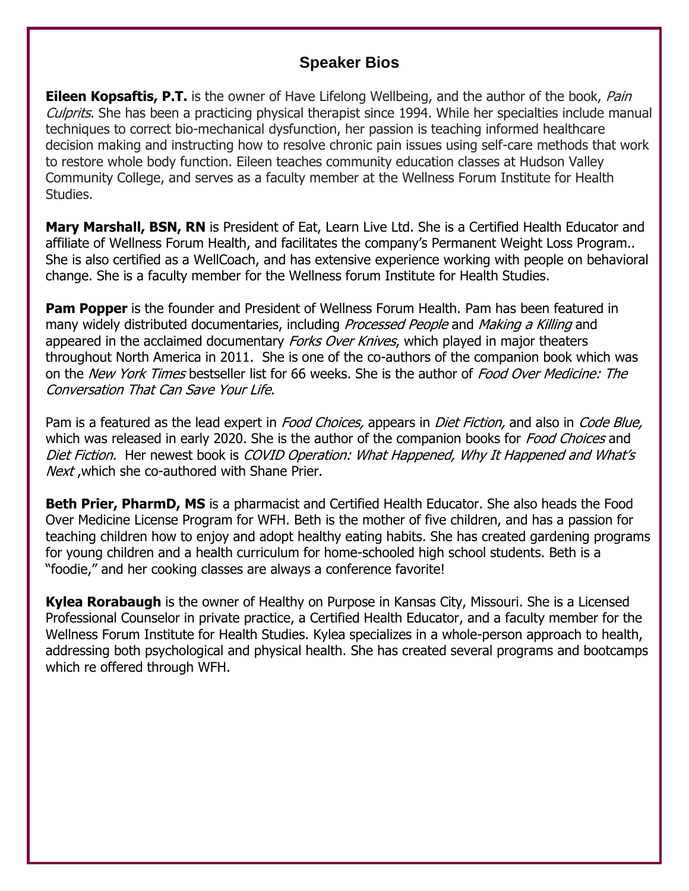## Speaker Bios

**Eileen Kopsaftis, P.T.** is the owner of Have Lifelong Wellbeing, and the author of the book, *Pain Culprits*. She has been a practicing physical therapist since 1994. While her specialties include manual techniques to correct bio-mechanical dysfunction, her passion is teaching informed healthcare decision making and instructing how to resolve chronic pain issues using self-care methods that work to restore whole body function. Eileen teaches community education classes at Hudson Valley Community College, and serves as a faculty member at the Wellness Forum Institute for Health Studies.

**Mary Marshall, BSN, RN** is President of Eat, Learn Live Ltd. She is a Certified Health Educator and affiliate of Wellness Forum Health, and facilitates the company's Permanent Weight Loss Program.. She is also certified as a WellCoach, and has extensive experience working with people on behavioral change. She is a faculty member for the Wellness forum Institute for Health Studies.

**Pam Popper** is the founder and President of Wellness Forum Health. Pam has been featured in many widely distributed documentaries, including *Processed People* and *Making a Killing* and appeared in the acclaimed documentary *Forks Over Knives*, which played in major theaters throughout North America in 2011. She is one of the co-authors of the companion book which was on the *New York Times* bestseller list for 66 weeks. She is the author of *Food Over Medicine: The Conversation That Can Save Your Life*.

Pam is a featured as the lead expert in *Food Choices,* appears in *Diet Fiction,* and also in *Code Blue,* which was released in early 2020. She is the author of the companion books for *Food Choices* and *Diet Fiction.* Her newest book is *COVID Operation: What Happened, Why It Happened and What's Next* ,which she co-authored with Shane Prier.

**Beth Prier, PharmD, MS** is a pharmacist and Certified Health Educator. She also heads the Food Over Medicine License Program for WFH. Beth is the mother of five children, and has a passion for teaching children how to enjoy and adopt healthy eating habits. She has created gardening programs for young children and a health curriculum for home-schooled high school students. Beth is a "foodie," and her cooking classes are always a conference favorite!

**Kylea Rorabaugh** is the owner of Healthy on Purpose in Kansas City, Missouri. She is a Licensed Professional Counselor in private practice, a Certified Health Educator, and a faculty member for the Wellness Forum Institute for Health Studies. Kylea specializes in a whole-person approach to health, addressing both psychological and physical health. She has created several programs and bootcamps which re offered through WFH.